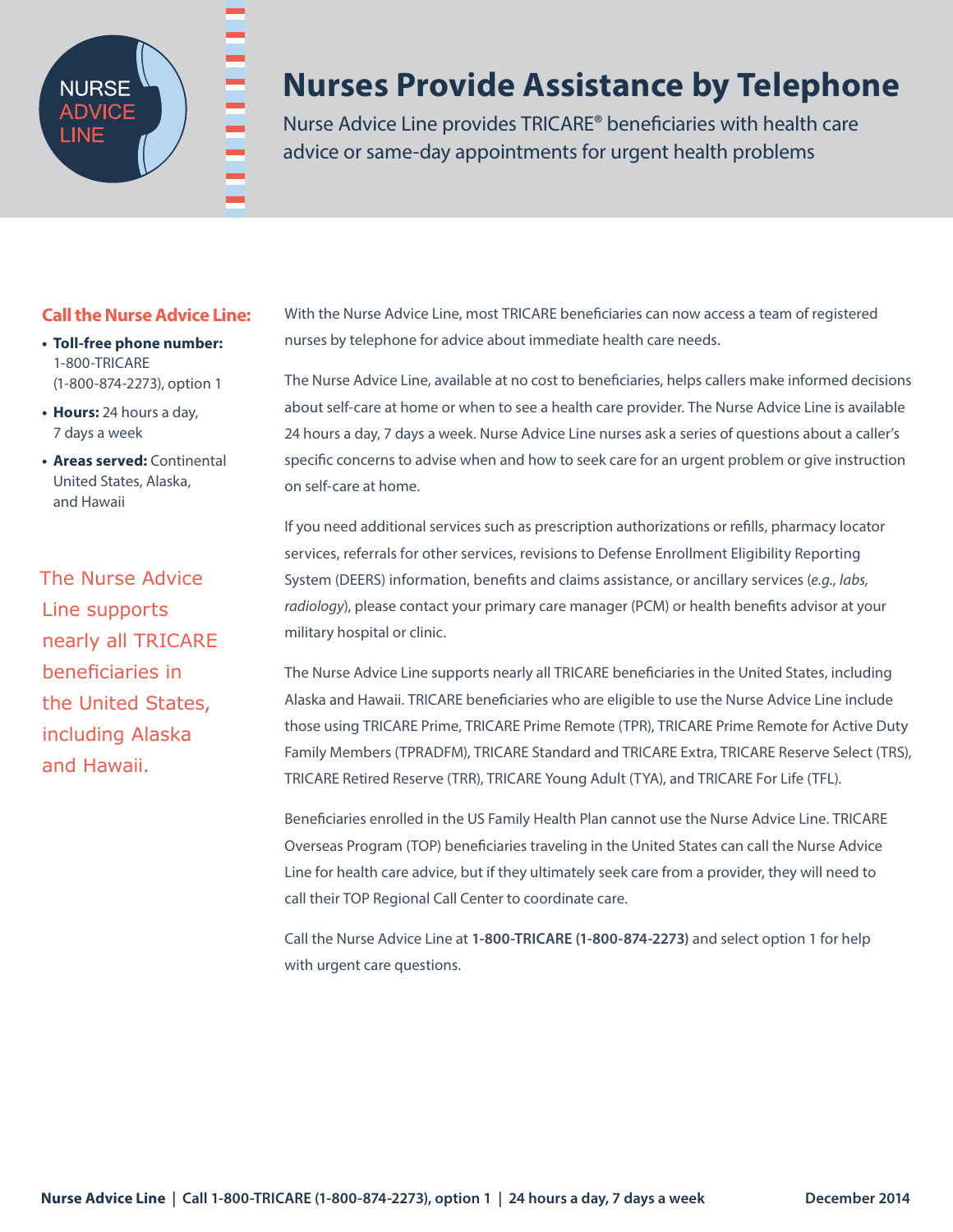NURSE ADVICE LINE

# Nurses Provide Assistance by Telephone

Nurse Advice Line provides TRICARE® beneficiaries with health care advice or same-day appointments for urgent health problems

**Call the Nurse Advice Line:**

- **Toll-free phone number:** 1-800-TRICARE (1-800-874-2273), option 1
- **Hours:** 24 hours a day, 7 days a week
- **Areas served:** Continental United States, Alaska, and Hawaii

The Nurse Advice Line supports nearly all TRICARE beneficiaries in the United States, including Alaska and Hawaii.

With the Nurse Advice Line, most TRICARE beneficiaries can now access a team of registered nurses by telephone for advice about immediate health care needs.

The Nurse Advice Line, available at no cost to beneficiaries, helps callers make informed decisions about self-care at home or when to see a health care provider. The Nurse Advice Line is available 24 hours a day, 7 days a week. Nurse Advice Line nurses ask a series of questions about a caller's specific concerns to advise when and how to seek care for an urgent problem or give instruction on self-care at home.

If you need additional services such as prescription authorizations or refills, pharmacy locator services, referrals for other services, revisions to Defense Enrollment Eligibility Reporting System (DEERS) information, benefits and claims assistance, or ancillary services (*e.g., labs, radiology*), please contact your primary care manager (PCM) or health benefits advisor at your military hospital or clinic.

The Nurse Advice Line supports nearly all TRICARE beneficiaries in the United States, including Alaska and Hawaii. TRICARE beneficiaries who are eligible to use the Nurse Advice Line include those using TRICARE Prime, TRICARE Prime Remote (TPR), TRICARE Prime Remote for Active Duty Family Members (TPRADFM), TRICARE Standard and TRICARE Extra, TRICARE Reserve Select (TRS), TRICARE Retired Reserve (TRR), TRICARE Young Adult (TYA), and TRICARE For Life (TFL).

Beneficiaries enrolled in the US Family Health Plan cannot use the Nurse Advice Line. TRICARE Overseas Program (TOP) beneficiaries traveling in the United States can call the Nurse Advice Line for health care advice, but if they ultimately seek care from a provider, they will need to call their TOP Regional Call Center to coordinate care.

Call the Nurse Advice Line at **1-800-TRICARE (1-800-874-2273)** and select option 1 for help with urgent care questions.

**Nurse Advice Line | Call 1-800-TRICARE (1-800-874-2273), option 1 | 24 hours a day, 7 days a week** **December 2014**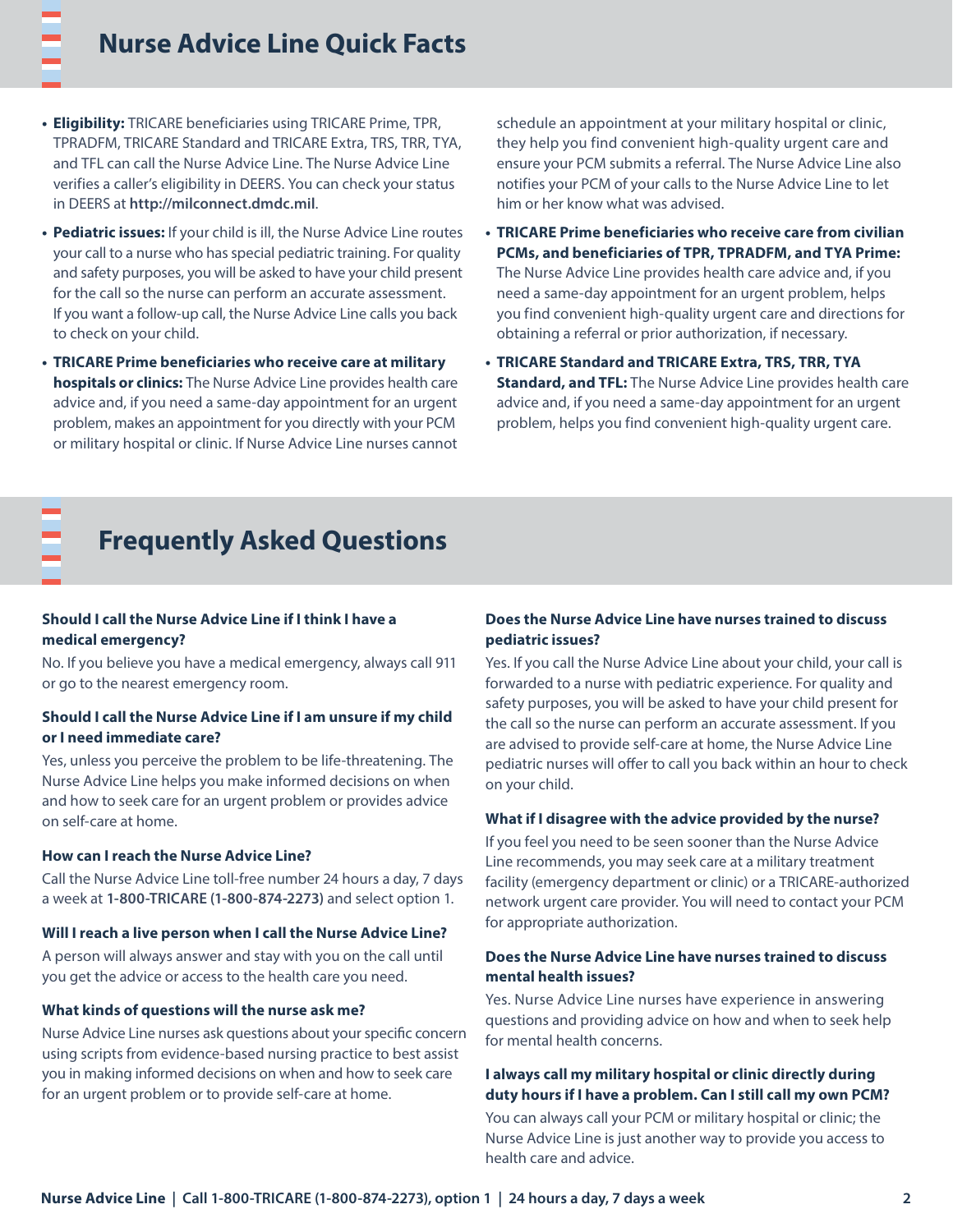## Nurse Advice Line Quick Facts

- **Eligibility:** TRICARE beneficiaries using TRICARE Prime, TPR, TPRADFM, TRICARE Standard and TRICARE Extra, TRS, TRR, TYA, and TFL can call the Nurse Advice Line. The Nurse Advice Line verifies a caller's eligibility in DEERS. You can check your status in DEERS at **http://milconnect.dmdc.mil**.
- **Pediatric issues:** If your child is ill, the Nurse Advice Line routes your call to a nurse who has special pediatric training. For quality and safety purposes, you will be asked to have your child present for the call so the nurse can perform an accurate assessment. If you want a follow-up call, the Nurse Advice Line calls you back to check on your child.
- **TRICARE Prime beneficiaries who receive care at military hospitals or clinics:** The Nurse Advice Line provides health care advice and, if you need a same-day appointment for an urgent problem, makes an appointment for you directly with your PCM or military hospital or clinic. If Nurse Advice Line nurses cannot schedule an appointment at your military hospital or clinic, they help you find convenient high-quality urgent care and ensure your PCM submits a referral. The Nurse Advice Line also notifies your PCM of your calls to the Nurse Advice Line to let him or her know what was advised.
- **TRICARE Prime beneficiaries who receive care from civilian PCMs, and beneficiaries of TPR, TPRADFM, and TYA Prime:** The Nurse Advice Line provides health care advice and, if you need a same-day appointment for an urgent problem, helps you find convenient high-quality urgent care and directions for obtaining a referral or prior authorization, if necessary.
- **TRICARE Standard and TRICARE Extra, TRS, TRR, TYA Standard, and TFL:** The Nurse Advice Line provides health care advice and, if you need a same-day appointment for an urgent problem, helps you find convenient high-quality urgent care.

## Frequently Asked Questions

**Should I call the Nurse Advice Line if I think I have a medical emergency?**

No. If you believe you have a medical emergency, always call 911 or go to the nearest emergency room.

**Should I call the Nurse Advice Line if I am unsure if my child or I need immediate care?**

Yes, unless you perceive the problem to be life-threatening. The Nurse Advice Line helps you make informed decisions on when and how to seek care for an urgent problem or provides advice on self-care at home.

**How can I reach the Nurse Advice Line?**

Call the Nurse Advice Line toll-free number 24 hours a day, 7 days a week at **1-800-TRICARE (1-800-874-2273)** and select option 1.

**Will I reach a live person when I call the Nurse Advice Line?**

A person will always answer and stay with you on the call until you get the advice or access to the health care you need.

**What kinds of questions will the nurse ask me?**

Nurse Advice Line nurses ask questions about your specific concern using scripts from evidence-based nursing practice to best assist you in making informed decisions on when and how to seek care for an urgent problem or to provide self-care at home.

**Does the Nurse Advice Line have nurses trained to discuss pediatric issues?**

Yes. If you call the Nurse Advice Line about your child, your call is forwarded to a nurse with pediatric experience. For quality and safety purposes, you will be asked to have your child present for the call so the nurse can perform an accurate assessment. If you are advised to provide self-care at home, the Nurse Advice Line pediatric nurses will offer to call you back within an hour to check on your child.

**What if I disagree with the advice provided by the nurse?**

If you feel you need to be seen sooner than the Nurse Advice Line recommends, you may seek care at a military treatment facility (emergency department or clinic) or a TRICARE-authorized network urgent care provider. You will need to contact your PCM for appropriate authorization.

**Does the Nurse Advice Line have nurses trained to discuss mental health issues?**

Yes. Nurse Advice Line nurses have experience in answering questions and providing advice on how and when to seek help for mental health concerns.

**I always call my military hospital or clinic directly during duty hours if I have a problem. Can I still call my own PCM?**

You can always call your PCM or military hospital or clinic; the Nurse Advice Line is just another way to provide you access to health care and advice.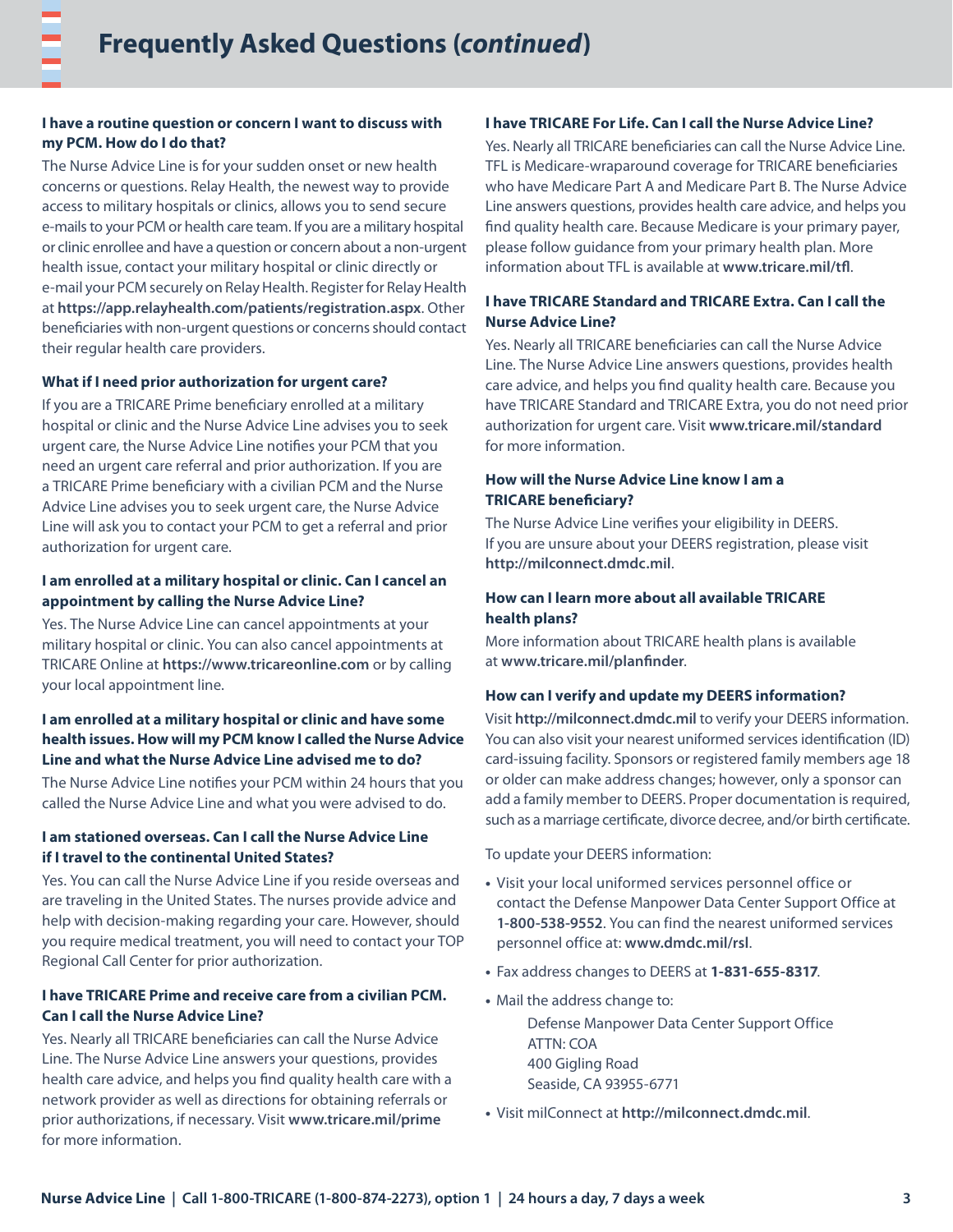# Frequently Asked Questions (*continued*)

**I have a routine question or concern I want to discuss with my PCM. How do I do that?**

The Nurse Advice Line is for your sudden onset or new health concerns or questions. Relay Health, the newest way to provide access to military hospitals or clinics, allows you to send secure e-mails to your PCM or health care team. If you are a military hospital or clinic enrollee and have a question or concern about a non-urgent health issue, contact your military hospital or clinic directly or e-mail your PCM securely on Relay Health. Register for Relay Health at **https://app.relayhealth.com/patients/registration.aspx**. Other beneficiaries with non-urgent questions or concerns should contact their regular health care providers.

**What if I need prior authorization for urgent care?**

If you are a TRICARE Prime beneficiary enrolled at a military hospital or clinic and the Nurse Advice Line advises you to seek urgent care, the Nurse Advice Line notifies your PCM that you need an urgent care referral and prior authorization. If you are a TRICARE Prime beneficiary with a civilian PCM and the Nurse Advice Line advises you to seek urgent care, the Nurse Advice Line will ask you to contact your PCM to get a referral and prior authorization for urgent care.

**I am enrolled at a military hospital or clinic. Can I cancel an appointment by calling the Nurse Advice Line?**

Yes. The Nurse Advice Line can cancel appointments at your military hospital or clinic. You can also cancel appointments at TRICARE Online at **https://www.tricareonline.com** or by calling your local appointment line.

**I am enrolled at a military hospital or clinic and have some health issues. How will my PCM know I called the Nurse Advice Line and what the Nurse Advice Line advised me to do?**

The Nurse Advice Line notifies your PCM within 24 hours that you called the Nurse Advice Line and what you were advised to do.

**I am stationed overseas. Can I call the Nurse Advice Line if I travel to the continental United States?**

Yes. You can call the Nurse Advice Line if you reside overseas and are traveling in the United States. The nurses provide advice and help with decision-making regarding your care. However, should you require medical treatment, you will need to contact your TOP Regional Call Center for prior authorization.

**I have TRICARE Prime and receive care from a civilian PCM. Can I call the Nurse Advice Line?**

Yes. Nearly all TRICARE beneficiaries can call the Nurse Advice Line. The Nurse Advice Line answers your questions, provides health care advice, and helps you find quality health care with a network provider as well as directions for obtaining referrals or prior authorizations, if necessary. Visit **www.tricare.mil/prime** for more information.

**I have TRICARE For Life. Can I call the Nurse Advice Line?**

Yes. Nearly all TRICARE beneficiaries can call the Nurse Advice Line. TFL is Medicare-wraparound coverage for TRICARE beneficiaries who have Medicare Part A and Medicare Part B. The Nurse Advice Line answers questions, provides health care advice, and helps you find quality health care. Because Medicare is your primary payer, please follow guidance from your primary health plan. More information about TFL is available at **www.tricare.mil/tfl**.

**I have TRICARE Standard and TRICARE Extra. Can I call the Nurse Advice Line?**

Yes. Nearly all TRICARE beneficiaries can call the Nurse Advice Line. The Nurse Advice Line answers questions, provides health care advice, and helps you find quality health care. Because you have TRICARE Standard and TRICARE Extra, you do not need prior authorization for urgent care. Visit **www.tricare.mil/standard** for more information.

**How will the Nurse Advice Line know I am a TRICARE beneficiary?**

The Nurse Advice Line verifies your eligibility in DEERS. If you are unsure about your DEERS registration, please visit **http://milconnect.dmdc.mil**.

**How can I learn more about all available TRICARE health plans?**

More information about TRICARE health plans is available at **www.tricare.mil/planfinder**.

**How can I verify and update my DEERS information?**

Visit **http://milconnect.dmdc.mil** to verify your DEERS information. You can also visit your nearest uniformed services identification (ID) card-issuing facility. Sponsors or registered family members age 18 or older can make address changes; however, only a sponsor can add a family member to DEERS. Proper documentation is required, such as a marriage certificate, divorce decree, and/or birth certificate.

To update your DEERS information:

- Visit your local uniformed services personnel office or contact the Defense Manpower Data Center Support Office at **1-800-538-9552**. You can find the nearest uniformed services personnel office at: **www.dmdc.mil/rsl**.
- Fax address changes to DEERS at **1-831-655-8317**.
- Mail the address change to:

  Defense Manpower Data Center Support Office  
  ATTN: COA  
  400 Gigling Road  
  Seaside, CA 93955-6771
- Visit milConnect at **http://milconnect.dmdc.mil**.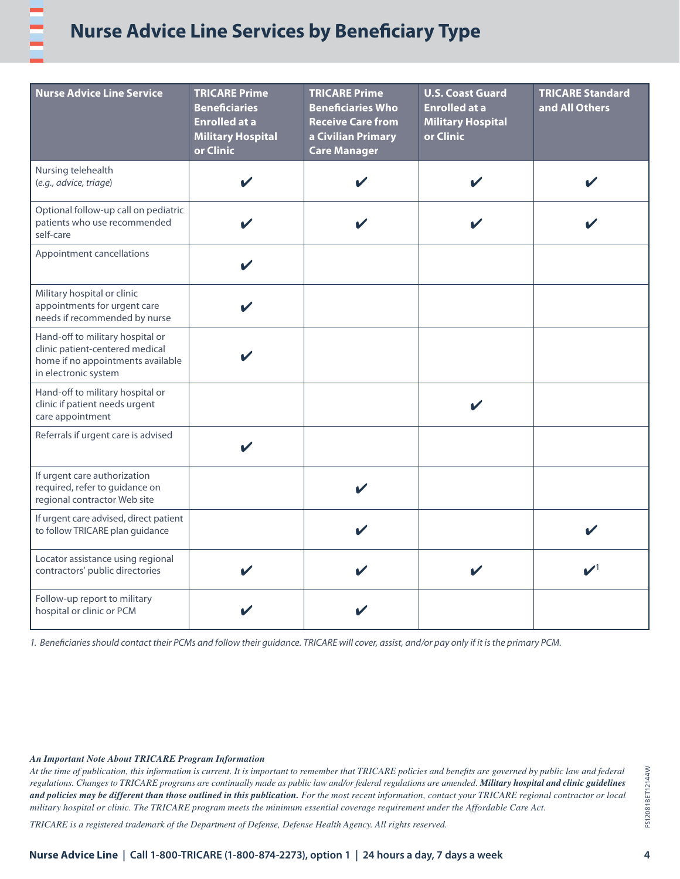# Nurse Advice Line Services by Beneficiary Type

| Nurse Advice Line Service | TRICARE Prime Beneficiaries Enrolled at a Military Hospital or Clinic | TRICARE Prime Beneficiaries Who Receive Care from a Civilian Primary Care Manager | U.S. Coast Guard Enrolled at a Military Hospital or Clinic | TRICARE Standard and All Others |
|---|---|---|---|---|
| Nursing telehealth (*e.g., advice, triage*) | ✔ | ✔ | ✔ | ✔ |
| Optional follow-up call on pediatric patients who use recommended self-care | ✔ | ✔ | ✔ | ✔ |
| Appointment cancellations | ✔ | | | |
| Military hospital or clinic appointments for urgent care needs if recommended by nurse | ✔ | | | |
| Hand-off to military hospital or clinic patient-centered medical home if no appointments available in electronic system | ✔ | | | |
| Hand-off to military hospital or clinic if patient needs urgent care appointment | | | ✔ | |
| Referrals if urgent care is advised | ✔ | | | |
| If urgent care authorization required, refer to guidance on regional contractor Web site | | ✔ | | |
| If urgent care advised, direct patient to follow TRICARE plan guidance | | ✔ | | ✔ |
| Locator assistance using regional contractors' public directories | ✔ | ✔ | ✔ | ✔[1] |
| Follow-up report to military hospital or clinic or PCM | ✔ | ✔ | | |

*1. Beneficiaries should contact their PCMs and follow their guidance. TRICARE will cover, assist, and/or pay only if it is the primary PCM.*

***An Important Note About TRICARE Program Information***

*At the time of publication, this information is current. It is important to remember that TRICARE policies and benefits are governed by public law and federal regulations. Changes to TRICARE programs are continually made as public law and/or federal regulations are amended.* ***Military hospital and clinic guidelines and policies may be different than those outlined in this publication.*** *For the most recent information, contact your TRICARE regional contractor or local military hospital or clinic. The TRICARE program meets the minimum essential coverage requirement under the Affordable Care Act.*

*TRICARE is a registered trademark of the Department of Defense, Defense Health Agency. All rights reserved.*

FS1208 1BET12144W

**Nurse Advice Line | Call 1-800-TRICARE (1-800-874-2273), option 1 | 24 hours a day, 7 days a week**